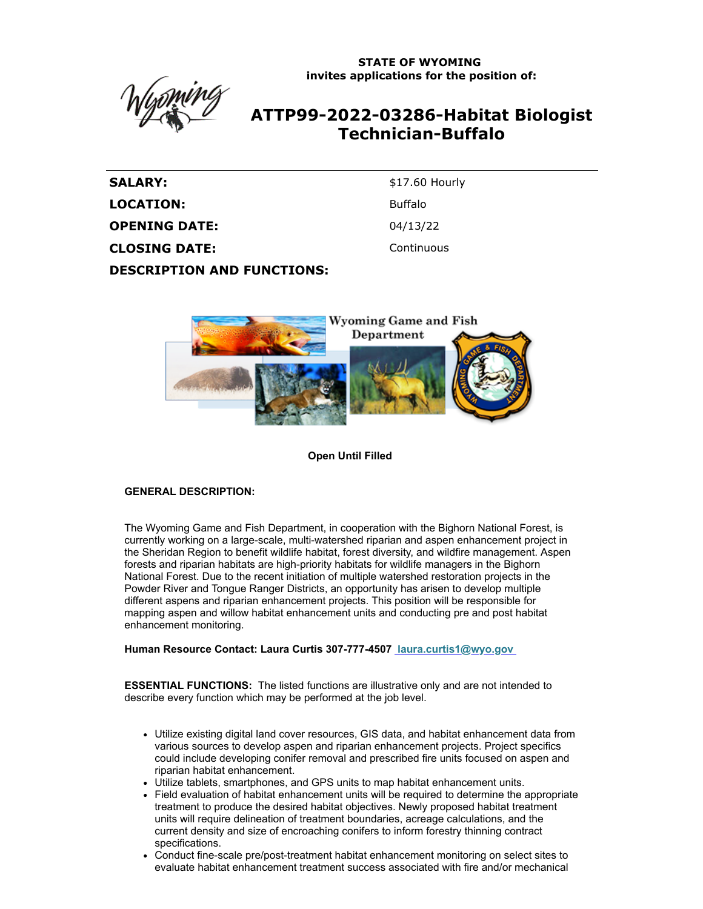**STATE OF WYOMING**
**invites applications for the position of:**

# ATTP99-2022-03286-Habitat Biologist Technician-Buffalo

| | |
|---|---|
| **SALARY:** | $17.60 Hourly |
| **LOCATION:** | Buffalo |
| **OPENING DATE:** | 04/13/22 |
| **CLOSING DATE:** | Continuous |

**DESCRIPTION AND FUNCTIONS:**

**Open Until Filled**

**GENERAL DESCRIPTION:**

The Wyoming Game and Fish Department, in cooperation with the Bighorn National Forest, is currently working on a large-scale, multi-watershed riparian and aspen enhancement project in the Sheridan Region to benefit wildlife habitat, forest diversity, and wildfire management. Aspen forests and riparian habitats are high-priority habitats for wildlife managers in the Bighorn National Forest. Due to the recent initiation of multiple watershed restoration projects in the Powder River and Tongue Ranger Districts, an opportunity has arisen to develop multiple different aspens and riparian enhancement projects. This position will be responsible for mapping aspen and willow habitat enhancement units and conducting pre and post habitat enhancement monitoring.

**Human Resource Contact: Laura Curtis 307-777-4507 laura.curtis1@wyo.gov**

**ESSENTIAL FUNCTIONS:** The listed functions are illustrative only and are not intended to describe every function which may be performed at the job level.

- Utilize existing digital land cover resources, GIS data, and habitat enhancement data from various sources to develop aspen and riparian enhancement projects. Project specifics could include developing conifer removal and prescribed fire units focused on aspen and riparian habitat enhancement.
- Utilize tablets, smartphones, and GPS units to map habitat enhancement units.
- Field evaluation of habitat enhancement units will be required to determine the appropriate treatment to produce the desired habitat objectives. Newly proposed habitat treatment units will require delineation of treatment boundaries, acreage calculations, and the current density and size of encroaching conifers to inform forestry thinning contract specifications.
- Conduct fine-scale pre/post-treatment habitat enhancement monitoring on select sites to evaluate habitat enhancement treatment success associated with fire and/or mechanical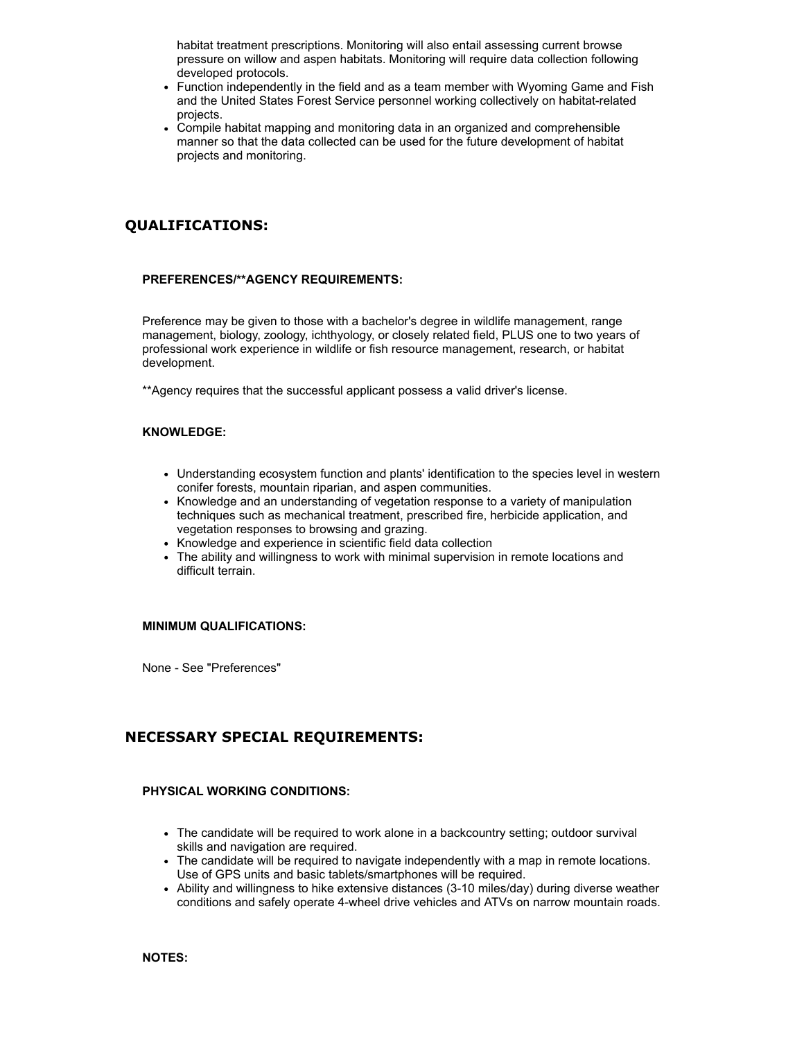habitat treatment prescriptions. Monitoring will also entail assessing current browse pressure on willow and aspen habitats. Monitoring will require data collection following developed protocols.

- Function independently in the field and as a team member with Wyoming Game and Fish and the United States Forest Service personnel working collectively on habitat-related projects.
- Compile habitat mapping and monitoring data in an organized and comprehensible manner so that the data collected can be used for the future development of habitat projects and monitoring.

## QUALIFICATIONS:

### PREFERENCES/**AGENCY REQUIREMENTS:

Preference may be given to those with a bachelor's degree in wildlife management, range management, biology, zoology, ichthyology, or closely related field, PLUS one to two years of professional work experience in wildlife or fish resource management, research, or habitat development.

**Agency requires that the successful applicant possess a valid driver's license.

### KNOWLEDGE:

- Understanding ecosystem function and plants' identification to the species level in western conifer forests, mountain riparian, and aspen communities.
- Knowledge and an understanding of vegetation response to a variety of manipulation techniques such as mechanical treatment, prescribed fire, herbicide application, and vegetation responses to browsing and grazing.
- Knowledge and experience in scientific field data collection
- The ability and willingness to work with minimal supervision in remote locations and difficult terrain.

### MINIMUM QUALIFICATIONS:

None - See "Preferences"

## NECESSARY SPECIAL REQUIREMENTS:

### PHYSICAL WORKING CONDITIONS:

- The candidate will be required to work alone in a backcountry setting; outdoor survival skills and navigation are required.
- The candidate will be required to navigate independently with a map in remote locations. Use of GPS units and basic tablets/smartphones will be required.
- Ability and willingness to hike extensive distances (3-10 miles/day) during diverse weather conditions and safely operate 4-wheel drive vehicles and ATVs on narrow mountain roads.

### NOTES: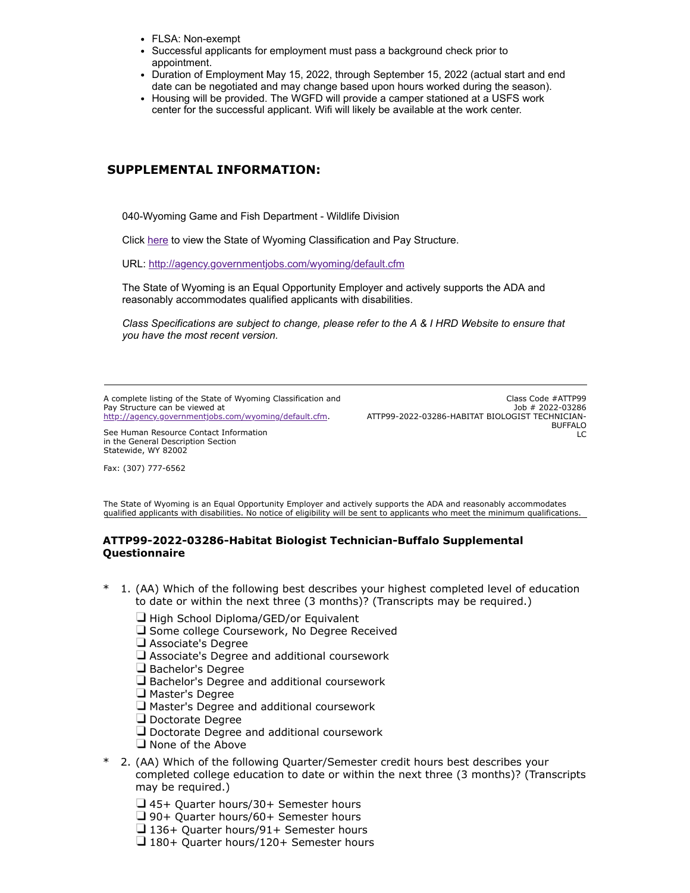- FLSA: Non-exempt
- Successful applicants for employment must pass a background check prior to appointment.
- Duration of Employment May 15, 2022, through September 15, 2022 (actual start and end date can be negotiated and may change based upon hours worked during the season).
- Housing will be provided. The WGFD will provide a camper stationed at a USFS work center for the successful applicant. Wifi will likely be available at the work center.

## SUPPLEMENTAL INFORMATION:

040-Wyoming Game and Fish Department - Wildlife Division

Click here to view the State of Wyoming Classification and Pay Structure.

URL: http://agency.governmentjobs.com/wyoming/default.cfm

The State of Wyoming is an Equal Opportunity Employer and actively supports the ADA and reasonably accommodates qualified applicants with disabilities.

*Class Specifications are subject to change, please refer to the A & I HRD Website to ensure that you have the most recent version.*

---

A complete listing of the State of Wyoming Classification and Pay Structure can be viewed at http://agency.governmentjobs.com/wyoming/default.cfm.

See Human Resource Contact Information in the General Description Section
Statewide, WY 82002

Fax: (307) 777-6562

Class Code #ATTP99
Job # 2022-03286
ATTP99-2022-03286-HABITAT BIOLOGIST TECHNICIAN-BUFFALO
LC

The State of Wyoming is an Equal Opportunity Employer and actively supports the ADA and reasonably accommodates qualified applicants with disabilities. No notice of eligibility will be sent to applicants who meet the minimum qualifications.

### ATTP99-2022-03286-Habitat Biologist Technician-Buffalo Supplemental Questionnaire

\* 1. (AA) Which of the following best describes your highest completed level of education to date or within the next three (3 months)? (Transcripts may be required.)

- ❏ High School Diploma/GED/or Equivalent
- ❏ Some college Coursework, No Degree Received
- ❏ Associate's Degree
- ❏ Associate's Degree and additional coursework
- ❏ Bachelor's Degree
- ❏ Bachelor's Degree and additional coursework
- ❏ Master's Degree
- ❏ Master's Degree and additional coursework
- ❏ Doctorate Degree
- ❏ Doctorate Degree and additional coursework
- ❏ None of the Above

\* 2. (AA) Which of the following Quarter/Semester credit hours best describes your completed college education to date or within the next three (3 months)? (Transcripts may be required.)

- ❏ 45+ Quarter hours/30+ Semester hours
- ❏ 90+ Quarter hours/60+ Semester hours
- ❏ 136+ Quarter hours/91+ Semester hours
- ❏ 180+ Quarter hours/120+ Semester hours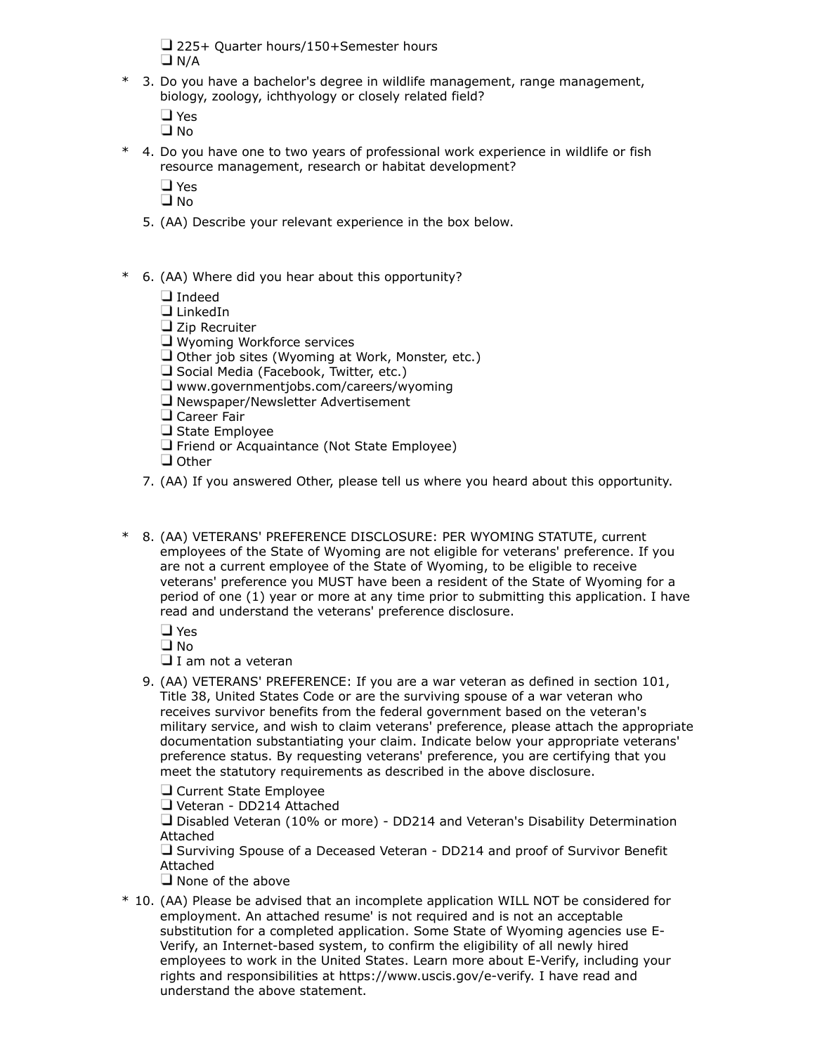❑ 225+ Quarter hours/150+Semester hours
❑ N/A

\* 3. Do you have a bachelor's degree in wildlife management, range management, biology, zoology, ichthyology or closely related field?

❑ Yes
❑ No

\* 4. Do you have one to two years of professional work experience in wildlife or fish resource management, research or habitat development?

❑ Yes
❑ No

5. (AA) Describe your relevant experience in the box below.

\* 6. (AA) Where did you hear about this opportunity?

❑ Indeed
❑ LinkedIn
❑ Zip Recruiter
❑ Wyoming Workforce services
❑ Other job sites (Wyoming at Work, Monster, etc.)
❑ Social Media (Facebook, Twitter, etc.)
❑ www.governmentjobs.com/careers/wyoming
❑ Newspaper/Newsletter Advertisement
❑ Career Fair
❑ State Employee
❑ Friend or Acquaintance (Not State Employee)
❑ Other

7. (AA) If you answered Other, please tell us where you heard about this opportunity.

\* 8. (AA) VETERANS' PREFERENCE DISCLOSURE: PER WYOMING STATUTE, current employees of the State of Wyoming are not eligible for veterans' preference. If you are not a current employee of the State of Wyoming, to be eligible to receive veterans' preference you MUST have been a resident of the State of Wyoming for a period of one (1) year or more at any time prior to submitting this application. I have read and understand the veterans' preference disclosure.

❑ Yes
❑ No
❑ I am not a veteran

9. (AA) VETERANS' PREFERENCE: If you are a war veteran as defined in section 101, Title 38, United States Code or are the surviving spouse of a war veteran who receives survivor benefits from the federal government based on the veteran's military service, and wish to claim veterans' preference, please attach the appropriate documentation substantiating your claim. Indicate below your appropriate veterans' preference status. By requesting veterans' preference, you are certifying that you meet the statutory requirements as described in the above disclosure.

❑ Current State Employee
❑ Veteran - DD214 Attached
❑ Disabled Veteran (10% or more) - DD214 and Veteran's Disability Determination Attached
❑ Surviving Spouse of a Deceased Veteran - DD214 and proof of Survivor Benefit Attached
❑ None of the above

\* 10. (AA) Please be advised that an incomplete application WILL NOT be considered for employment. An attached resume' is not required and is not an acceptable substitution for a completed application. Some State of Wyoming agencies use E-Verify, an Internet-based system, to confirm the eligibility of all newly hired employees to work in the United States. Learn more about E-Verify, including your rights and responsibilities at https://www.uscis.gov/e-verify. I have read and understand the above statement.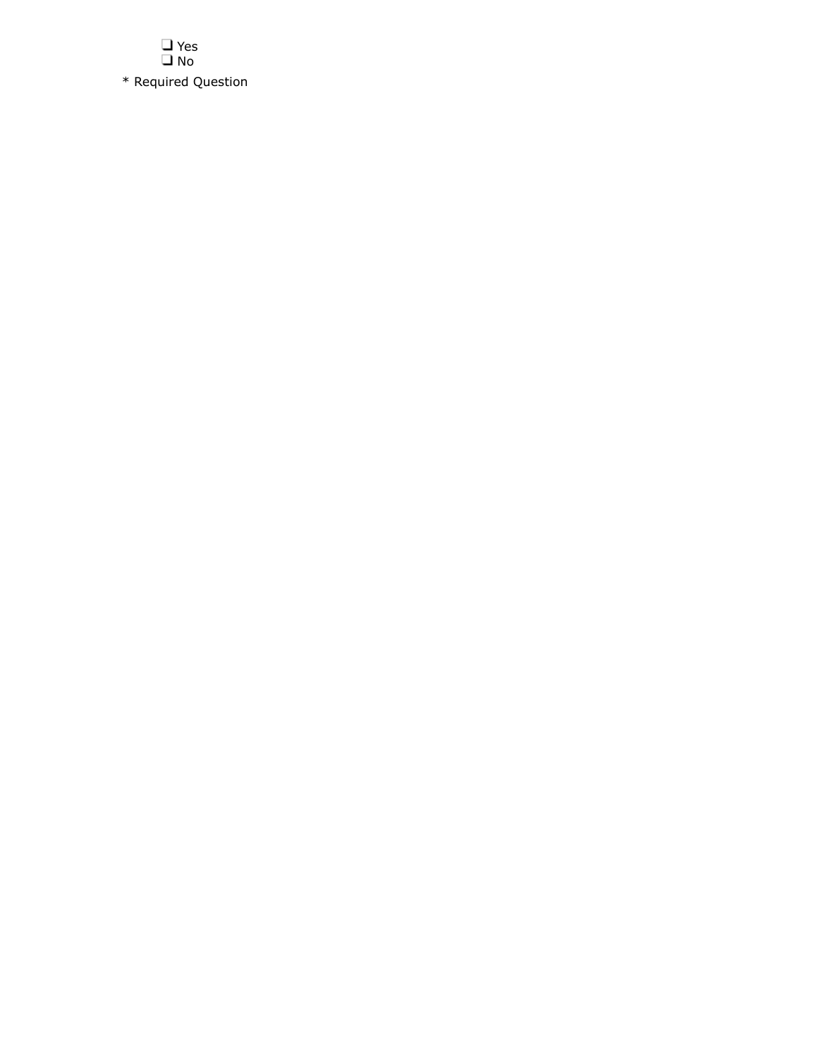- ❑ Yes
- ❑ No

* Required Question